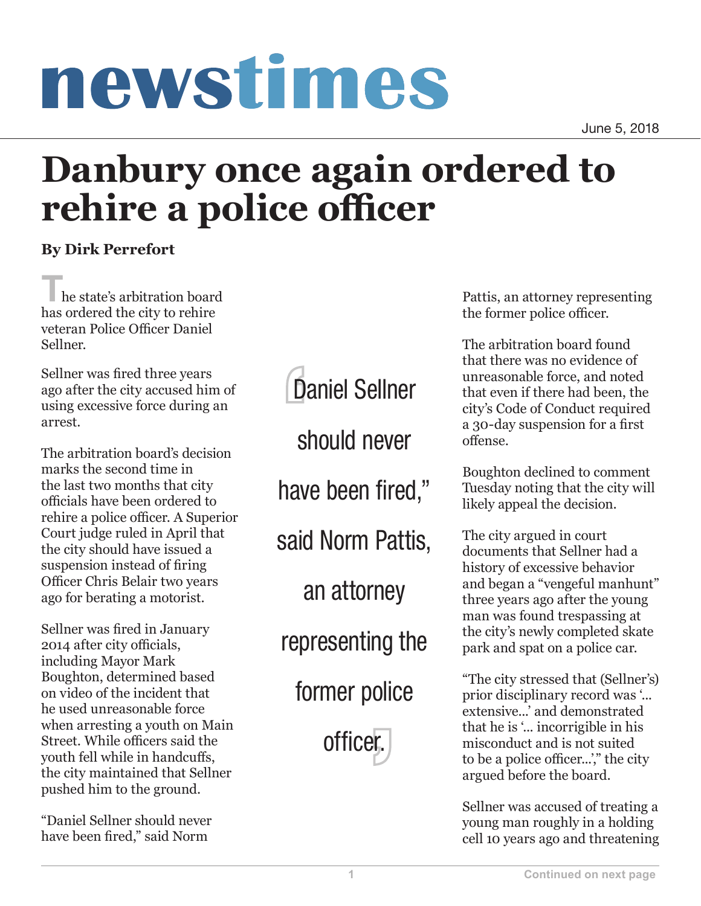# newstimes

June 5, 2018

# Danbury once again ordered to rehire a police officer

**By Dirk Perrefort**

The state's arbitration board has ordered the city to rehire veteran Police Officer Daniel Sellner.

Sellner was fired three years ago after the city accused him of using excessive force during an arrest.

The arbitration board's decision marks the second time in the last two months that city officials have been ordered to rehire a police officer. A Superior Court judge ruled in April that the city should have issued a suspension instead of firing Officer Chris Belair two years ago for berating a motorist.

Sellner was fired in January 2014 after city officials, including Mayor Mark Boughton, determined based on video of the incident that he used unreasonable force when arresting a youth on Main Street. While officers said the youth fell while in handcuffs, the city maintained that Sellner pushed him to the ground.

"Daniel Sellner should never have been fired," said Norm Pattis, an attorney representing the former police officer.

> "Daniel Sellner should never have been fired," said Norm Pattis, an attorney representing the former police officer.

The arbitration board found that there was no evidence of unreasonable force, and noted that even if there had been, the city's Code of Conduct required a 30-day suspension for a first offense.

Boughton declined to comment Tuesday noting that the city will likely appeal the decision.

The city argued in court documents that Sellner had a history of excessive behavior and began a "vengeful manhunt" three years ago after the young man was found trespassing at the city's newly completed skate park and spat on a police car.

"The city stressed that (Sellner's) prior disciplinary record was '... extensive...' and demonstrated that he is '... incorrigible in his misconduct and is not suited to be a police officer...'," the city argued before the board.

Sellner was accused of treating a young man roughly in a holding cell 10 years ago and threatening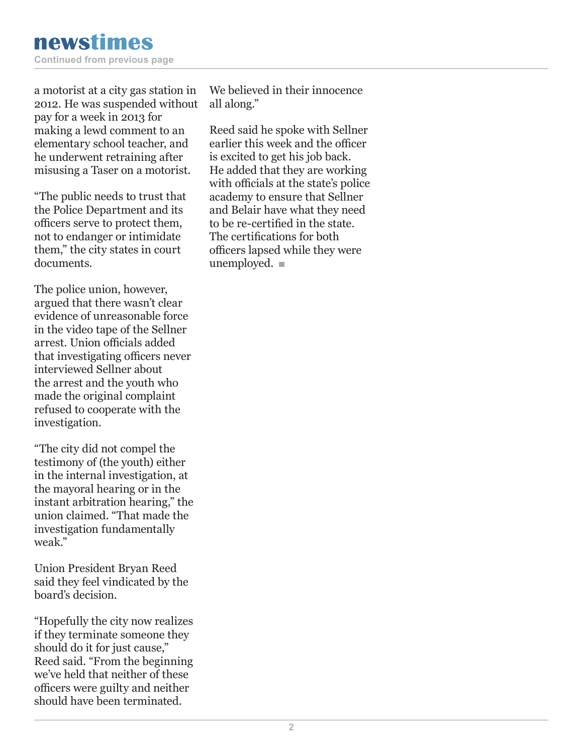a motorist at a city gas station in 2012. He was suspended without pay for a week in 2013 for making a lewd comment to an elementary school teacher, and he underwent retraining after misusing a Taser on a motorist.

"The public needs to trust that the Police Department and its officers serve to protect them, not to endanger or intimidate them," the city states in court documents.

The police union, however, argued that there wasn't clear evidence of unreasonable force in the video tape of the Sellner arrest. Union officials added that investigating officers never interviewed Sellner about the arrest and the youth who made the original complaint refused to cooperate with the investigation.

"The city did not compel the testimony of (the youth) either in the internal investigation, at the mayoral hearing or in the instant arbitration hearing," the union claimed. "That made the investigation fundamentally weak."

Union President Bryan Reed said they feel vindicated by the board's decision.

"Hopefully the city now realizes if they terminate someone they should do it for just cause," Reed said. "From the beginning we've held that neither of these officers were guilty and neither should have been terminated. We believed in their innocence all along."

Reed said he spoke with Sellner earlier this week and the officer is excited to get his job back. He added that they are working with officials at the state's police academy to ensure that Sellner and Belair have what they need to be re-certified in the state. The certifications for both officers lapsed while they were unemployed.